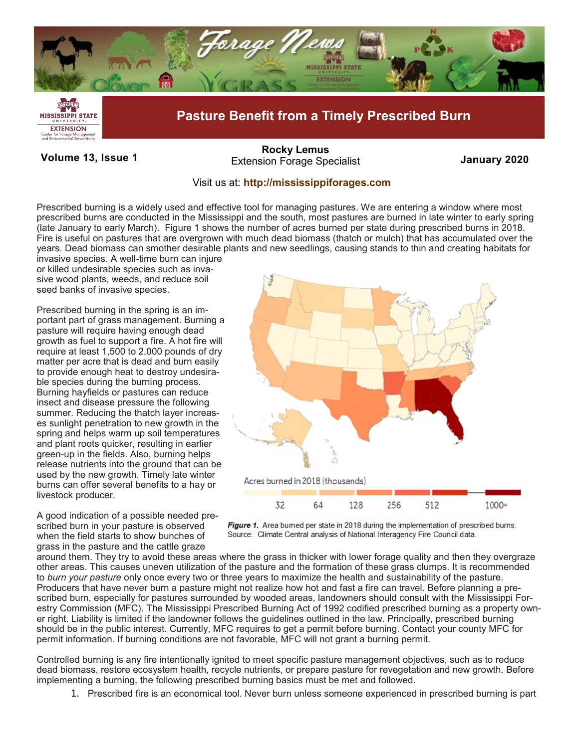# Pasture Benefit from a Timely Prescribed Burn

**Volume 13, Issue 1** | **Rocky Lemus**, Extension Forage Specialist | **January 2020**

Visit us at: **http://mississippiforages.com**

Prescribed burning is a widely used and effective tool for managing pastures. We are entering a window where most prescribed burns are conducted in the Mississippi and the south, most pastures are burned in late winter to early spring (late January to early March). Figure 1 shows the number of acres burned per state during prescribed burns in 2018. Fire is useful on pastures that are overgrown with much dead biomass (thatch or mulch) that has accumulated over the years. Dead biomass can smother desirable plants and new seedlings, causing stands to thin and creating habitats for invasive species. A well-time burn can injure or killed undesirable species such as invasive wood plants, weeds, and reduce soil seed banks of invasive species.

Prescribed burning in the spring is an important part of grass management. Burning a pasture will require having enough dead growth as fuel to support a fire. A hot fire will require at least 1,500 to 2,000 pounds of dry matter per acre that is dead and burn easily to provide enough heat to destroy undesirable species during the burning process. Burning hayfields or pastures can reduce insect and disease pressure the following summer. Reducing the thatch layer increases sunlight penetration to new growth in the spring and helps warm up soil temperatures and plant roots quicker, resulting in earlier green-up in the fields. Also, burning helps release nutrients into the ground that can be used by the new growth. Timely late winter burns can offer several benefits to a hay or livestock producer.

Acres burned in 2018 (thousands)

32 | 64 | 128 | 256 | 512 | 1000+

***Figure 1.*** Area burned per state in 2018 during the implementation of prescribed burns. Source: Climate Central analysis of National Interagency Fire Council data.

A good indication of a possible needed prescribed burn in your pasture is observed when the field starts to show bunches of grass in the pasture and the cattle graze around them. They try to avoid these areas where the grass in thicker with lower forage quality and then they overgraze other areas. This causes uneven utilization of the pasture and the formation of these grass clumps. It is recommended to *burn your pasture* only once every two or three years to maximize the health and sustainability of the pasture. Producers that have never burn a pasture might not realize how hot and fast a fire can travel. Before planning a prescribed burn, especially for pastures surrounded by wooded areas, landowners should consult with the Mississippi Forestry Commission (MFC). The Mississippi Prescribed Burning Act of 1992 codified prescribed burning as a property owner right. Liability is limited if the landowner follows the guidelines outlined in the law. Principally, prescribed burning should be in the public interest. Currently, MFC requires to get a permit before burning. Contact your county MFC for permit information. If burning conditions are not favorable, MFC will not grant a burning permit.

Controlled burning is any fire intentionally ignited to meet specific pasture management objectives, such as to reduce dead biomass, restore ecosystem health, recycle nutrients, or prepare pasture for revegetation and new growth. Before implementing a burning, the following prescribed burning basics must be met and followed.

1. Prescribed fire is an economical tool. Never burn unless someone experienced in prescribed burning is part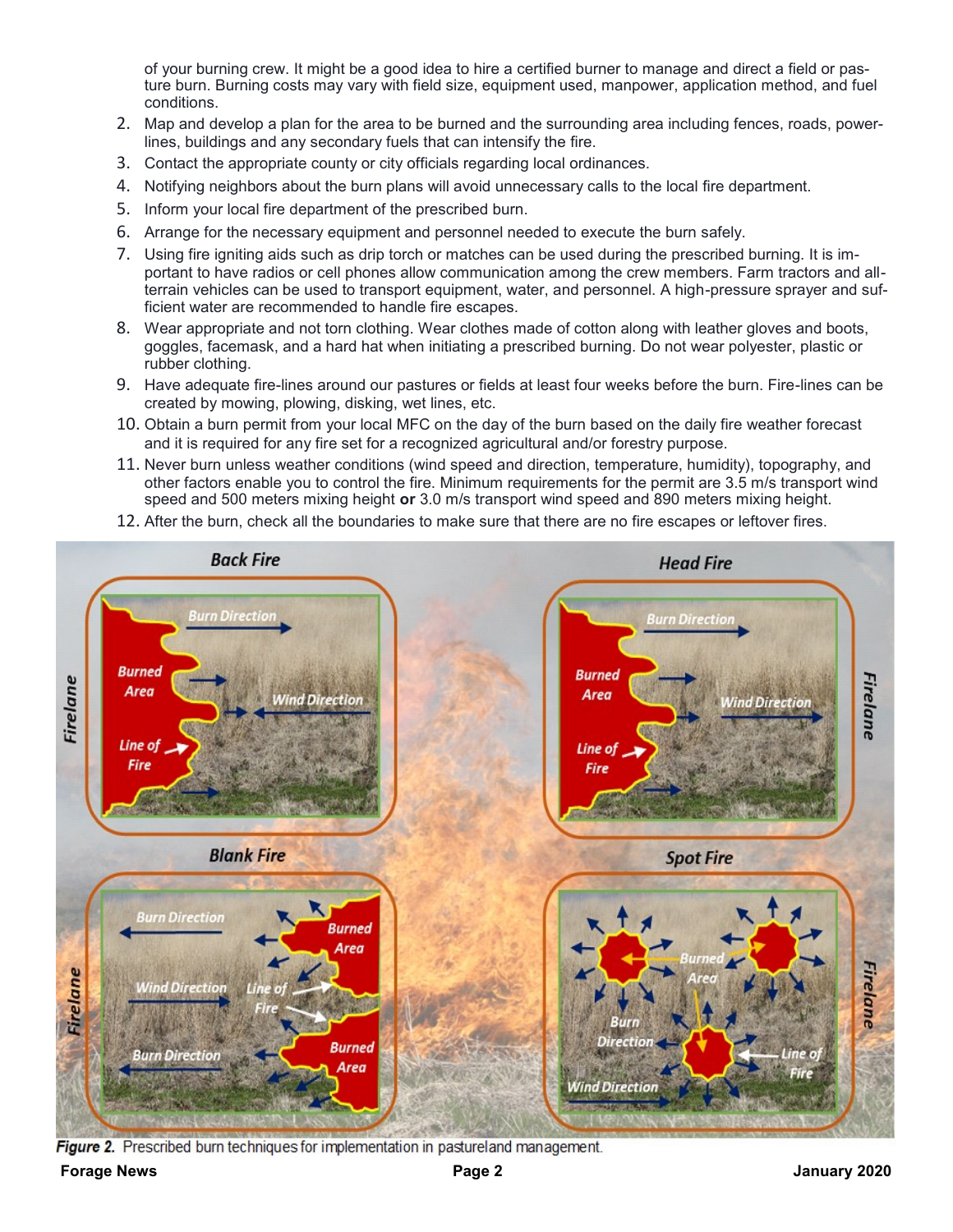of your burning crew. It might be a good idea to hire a certified burner to manage and direct a field or pasture burn. Burning costs may vary with field size, equipment used, manpower, application method, and fuel conditions.

2. Map and develop a plan for the area to be burned and the surrounding area including fences, roads, powerlines, buildings and any secondary fuels that can intensify the fire.
3. Contact the appropriate county or city officials regarding local ordinances.
4. Notifying neighbors about the burn plans will avoid unnecessary calls to the local fire department.
5. Inform your local fire department of the prescribed burn.
6. Arrange for the necessary equipment and personnel needed to execute the burn safely.
7. Using fire igniting aids such as drip torch or matches can be used during the prescribed burning. It is important to have radios or cell phones allow communication among the crew members. Farm tractors and all-terrain vehicles can be used to transport equipment, water, and personnel. A high-pressure sprayer and sufficient water are recommended to handle fire escapes.
8. Wear appropriate and not torn clothing. Wear clothes made of cotton along with leather gloves and boots, goggles, facemask, and a hard hat when initiating a prescribed burning. Do not wear polyester, plastic or rubber clothing.
9. Have adequate fire-lines around our pastures or fields at least four weeks before the burn. Fire-lines can be created by mowing, plowing, disking, wet lines, etc.
10. Obtain a burn permit from your local MFC on the day of the burn based on the daily fire weather forecast and it is required for any fire set for a recognized agricultural and/or forestry purpose.
11. Never burn unless weather conditions (wind speed and direction, temperature, humidity), topography, and other factors enable you to control the fire. Minimum requirements for the permit are 3.5 m/s transport wind speed and 500 meters mixing height **or** 3.0 m/s transport wind speed and 890 meters mixing height.
12. After the burn, check all the boundaries to make sure that there are no fire escapes or leftover fires.

***Figure 2.*** Prescribed burn techniques for implementation in pastureland management.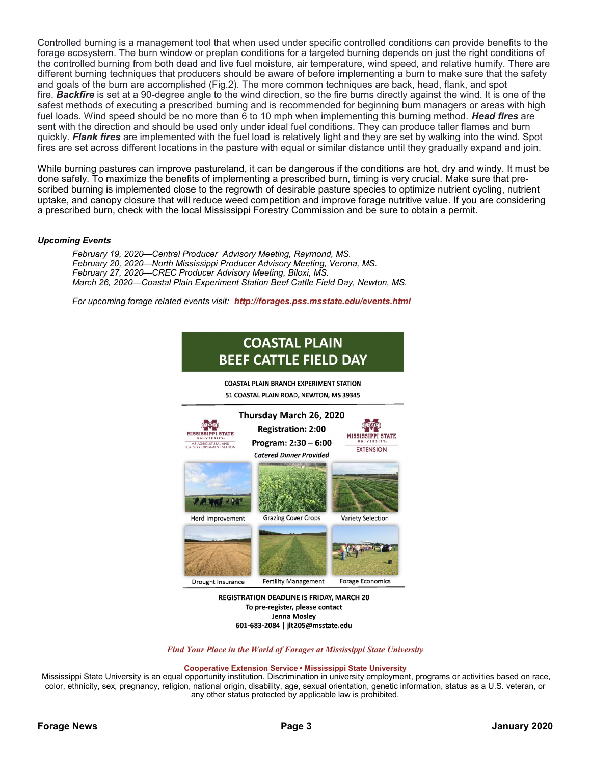Controlled burning is a management tool that when used under specific controlled conditions can provide benefits to the forage ecosystem. The burn window or preplan conditions for a targeted burning depends on just the right conditions of the controlled burning from both dead and live fuel moisture, air temperature, wind speed, and relative humify. There are different burning techniques that producers should be aware of before implementing a burn to make sure that the safety and goals of the burn are accomplished (Fig.2). The more common techniques are back, head, flank, and spot fire. ***Backfire*** is set at a 90-degree angle to the wind direction, so the fire burns directly against the wind. It is one of the safest methods of executing a prescribed burning and is recommended for beginning burn managers or areas with high fuel loads. Wind speed should be no more than 6 to 10 mph when implementing this burning method. ***Head fires*** are sent with the direction and should be used only under ideal fuel conditions. They can produce taller flames and burn quickly. ***Flank fires*** are implemented with the fuel load is relatively light and they are set by walking into the wind. Spot fires are set across different locations in the pasture with equal or similar distance until they gradually expand and join.

While burning pastures can improve pastureland, it can be dangerous if the conditions are hot, dry and windy. It must be done safely. To maximize the benefits of implementing a prescribed burn, timing is very crucial. Make sure that prescribed burning is implemented close to the regrowth of desirable pasture species to optimize nutrient cycling, nutrient uptake, and canopy closure that will reduce weed competition and improve forage nutritive value. If you are considering a prescribed burn, check with the local Mississippi Forestry Commission and be sure to obtain a permit.

***Upcoming Events***

*February 19, 2020—Central Producer Advisory Meeting, Raymond, MS.*
*February 20, 2020—North Mississippi Producer Advisory Meeting, Verona, MS.*
*February 27, 2020—CREC Producer Advisory Meeting, Biloxi, MS.*
*March 26, 2020—Coastal Plain Experiment Station Beef Cattle Field Day, Newton, MS.*

*For upcoming forage related events visit:* ***http://forages.pss.msstate.edu/events.html***

# COASTAL PLAIN BEEF CATTLE FIELD DAY

**COASTAL PLAIN BRANCH EXPERIMENT STATION**
**51 COASTAL PLAIN ROAD, NEWTON, MS 39345**

MISSISSIPPI STATE UNIVERSITY – MS AGRICULTURAL AND FORESTRY EXPERIMENT STATION

**Thursday March 26, 2020**
**Registration: 2:00**
**Program: 2:30 – 6:00**
***Catered Dinner Provided***

MISSISSIPPI STATE UNIVERSITY – EXTENSION

Herd Improvement
Grazing Cover Crops
Variety Selection
Drought Insurance
Fertility Management
Forage Economics

**REGISTRATION DEADLINE IS FRIDAY, MARCH 20**
**To pre-register, please contact**
**Jenna Mosley**
**601-683-2084 | jlt205@msstate.edu**

*Find Your Place in the World of Forages at Mississippi State University*

**Cooperative Extension Service • Mississippi State University**

Mississippi State University is an equal opportunity institution. Discrimination in university employment, programs or activities based on race, color, ethnicity, sex, pregnancy, religion, national origin, disability, age, sexual orientation, genetic information, status as a U.S. veteran, or any other status protected by applicable law is prohibited.